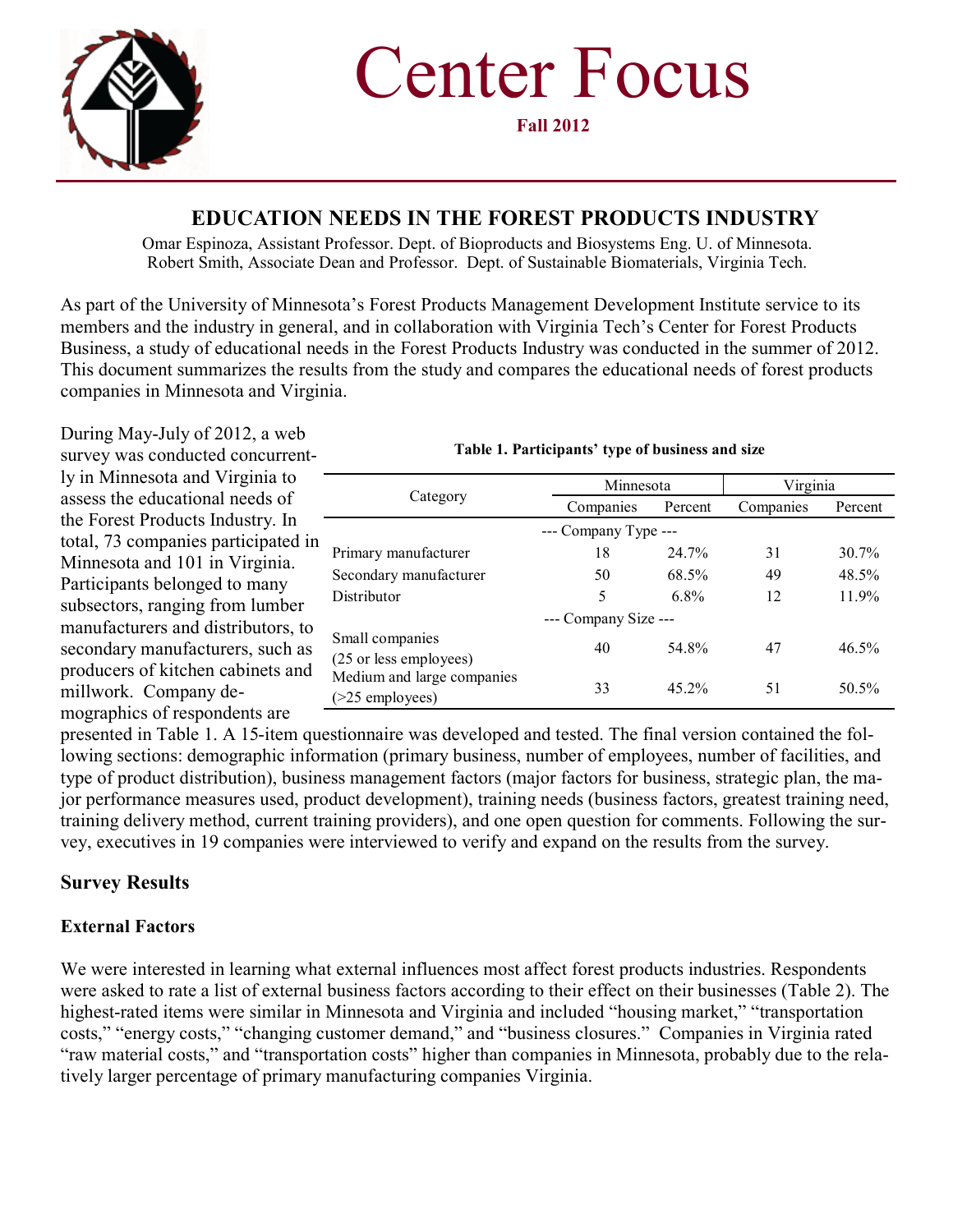# Center Focus

**Fall 2012**

## EDUCATION NEEDS IN THE FOREST PRODUCTS INDUSTRY

Omar Espinoza, Assistant Professor. Dept. of Bioproducts and Biosystems Eng. U. of Minnesota.
Robert Smith, Associate Dean and Professor. Dept. of Sustainable Biomaterials, Virginia Tech.

As part of the University of Minnesota's Forest Products Management Development Institute service to its members and the industry in general, and in collaboration with Virginia Tech's Center for Forest Products Business, a study of educational needs in the Forest Products Industry was conducted in the summer of 2012. This document summarizes the results from the study and compares the educational needs of forest products companies in Minnesota and Virginia.

During May-July of 2012, a web survey was conducted concurrently in Minnesota and Virginia to assess the educational needs of the Forest Products Industry. In total, 73 companies participated in Minnesota and 101 in Virginia. Participants belonged to many subsectors, ranging from lumber manufacturers and distributors, to secondary manufacturers, such as producers of kitchen cabinets and millwork. Company demographics of respondents are presented in Table 1. A 15-item questionnaire was developed and tested. The final version contained the following sections: demographic information (primary business, number of employees, number of facilities, and type of product distribution), business management factors (major factors for business, strategic plan, the major performance measures used, product development), training needs (business factors, greatest training need, training delivery method, current training providers), and one open question for comments. Following the survey, executives in 19 companies were interviewed to verify and expand on the results from the survey.

**Table 1. Participants' type of business and size**

| Category | Minnesota | | Virginia | |
|---|---|---|---|---|
| | Companies | Percent | Companies | Percent |
| --- Company Type --- | | | | |
| Primary manufacturer | 18 | 24.7% | 31 | 30.7% |
| Secondary manufacturer | 50 | 68.5% | 49 | 48.5% |
| Distributor | 5 | 6.8% | 12 | 11.9% |
| --- Company Size --- | | | | |
| Small companies (25 or less employees) | 40 | 54.8% | 47 | 46.5% |
| Medium and large companies (>25 employees) | 33 | 45.2% | 51 | 50.5% |

## Survey Results

### External Factors

We were interested in learning what external influences most affect forest products industries. Respondents were asked to rate a list of external business factors according to their effect on their businesses (Table 2). The highest-rated items were similar in Minnesota and Virginia and included "housing market," "transportation costs," "energy costs," "changing customer demand," and "business closures." Companies in Virginia rated "raw material costs," and "transportation costs" higher than companies in Minnesota, probably due to the relatively larger percentage of primary manufacturing companies Virginia.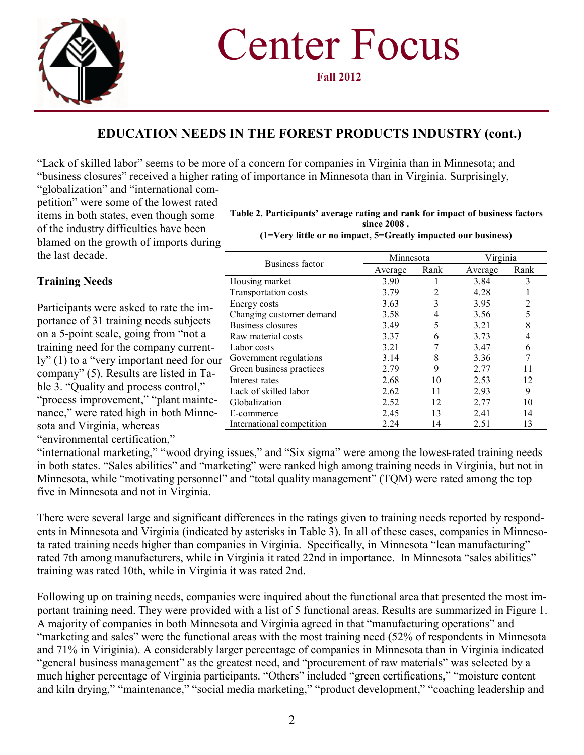# Center Focus

**Fall 2012**

## EDUCATION NEEDS IN THE FOREST PRODUCTS INDUSTRY (cont.)

"Lack of skilled labor" seems to be more of a concern for companies in Virginia than in Minnesota; and "business closures" received a higher rating of importance in Minnesota than in Virginia. Surprisingly, "globalization" and "international competition" were some of the lowest rated items in both states, even though some of the industry difficulties have been blamed on the growth of imports during the last decade.

**Table 2. Participants' average rating and rank for impact of business factors since 2008 .**
**(1=Very little or no impact, 5=Greatly impacted our business)**

| Business factor | Minnesota | | Virginia | |
|---|---|---|---|---|
| | Average | Rank | Average | Rank |
| Housing market | 3.90 | 1 | 3.84 | 3 |
| Transportation costs | 3.79 | 2 | 4.28 | 1 |
| Energy costs | 3.63 | 3 | 3.95 | 2 |
| Changing customer demand | 3.58 | 4 | 3.56 | 5 |
| Business closures | 3.49 | 5 | 3.21 | 8 |
| Raw material costs | 3.37 | 6 | 3.73 | 4 |
| Labor costs | 3.21 | 7 | 3.47 | 6 |
| Government regulations | 3.14 | 8 | 3.36 | 7 |
| Green business practices | 2.79 | 9 | 2.77 | 11 |
| Interest rates | 2.68 | 10 | 2.53 | 12 |
| Lack of skilled labor | 2.62 | 11 | 2.93 | 9 |
| Globalization | 2.52 | 12 | 2.77 | 10 |
| E-commerce | 2.45 | 13 | 2.41 | 14 |
| International competition | 2.24 | 14 | 2.51 | 13 |

### Training Needs

Participants were asked to rate the importance of 31 training needs subjects on a 5-point scale, going from "not a training need for the company currently" (1) to a "very important need for our company" (5). Results are listed in Table 3. "Quality and process control," "process improvement," "plant maintenance," were rated high in both Minnesota and Virginia, whereas "environmental certification," "international marketing," "wood drying issues," and "Six sigma" were among the lowest-rated training needs in both states. "Sales abilities" and "marketing" were ranked high among training needs in Virginia, but not in Minnesota, while "motivating personnel" and "total quality management" (TQM) were rated among the top five in Minnesota and not in Virginia.

There were several large and significant differences in the ratings given to training needs reported by respondents in Minnesota and Virginia (indicated by asterisks in Table 3). In all of these cases, companies in Minnesota rated training needs higher than companies in Virginia. Specifically, in Minnesota "lean manufacturing" rated 7th among manufacturers, while in Virginia it rated 22nd in importance. In Minnesota "sales abilities" training was rated 10th, while in Virginia it was rated 2nd.

Following up on training needs, companies were inquired about the functional area that presented the most important training need. They were provided with a list of 5 functional areas. Results are summarized in Figure 1. A majority of companies in both Minnesota and Virginia agreed in that "manufacturing operations" and "marketing and sales" were the functional areas with the most training need (52% of respondents in Minnesota and 71% in Viriginia). A considerably larger percentage of companies in Minnesota than in Virginia indicated "general business management" as the greatest need, and "procurement of raw materials" was selected by a much higher percentage of Virginia participants. "Others" included "green certifications," "moisture content and kiln drying," "maintenance," "social media marketing," "product development," "coaching leadership and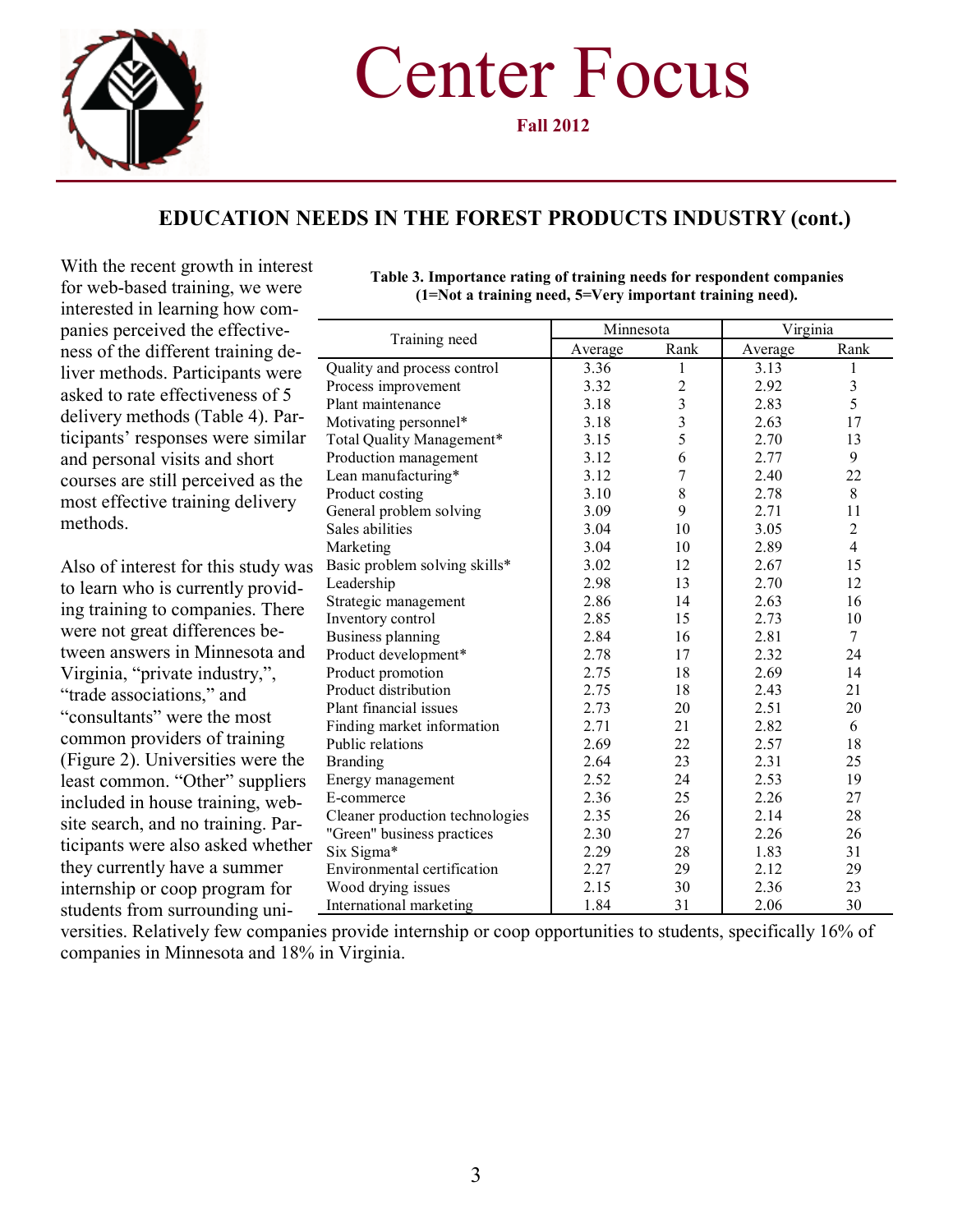## EDUCATION NEEDS IN THE FOREST PRODUCTS INDUSTRY (cont.)

With the recent growth in interest for web-based training, we were interested in learning how companies perceived the effectiveness of the different training deliver methods. Participants were asked to rate effectiveness of 5 delivery methods (Table 4). Participants' responses were similar and personal visits and short courses are still perceived as the most effective training delivery methods.

Also of interest for this study was to learn who is currently providing training to companies. There were not great differences between answers in Minnesota and Virginia, "private industry,", "trade associations," and "consultants" were the most common providers of training (Figure 2). Universities were the least common. "Other" suppliers included in house training, website search, and no training. Participants were also asked whether they currently have a summer internship or coop program for students from surrounding universities. Relatively few companies provide internship or coop opportunities to students, specifically 16% of companies in Minnesota and 18% in Virginia.

**Table 3. Importance rating of training needs for respondent companies (1=Not a training need, 5=Very important training need).**

| Training need | Minnesota | | Virginia | |
|---|---|---|---|---|
| | Average | Rank | Average | Rank |
| Quality and process control | 3.36 | 1 | 3.13 | 1 |
| Process improvement | 3.32 | 2 | 2.92 | 3 |
| Plant maintenance | 3.18 | 3 | 2.83 | 5 |
| Motivating personnel* | 3.18 | 3 | 2.63 | 17 |
| Total Quality Management* | 3.15 | 5 | 2.70 | 13 |
| Production management | 3.12 | 6 | 2.77 | 9 |
| Lean manufacturing* | 3.12 | 7 | 2.40 | 22 |
| Product costing | 3.10 | 8 | 2.78 | 8 |
| General problem solving | 3.09 | 9 | 2.71 | 11 |
| Sales abilities | 3.04 | 10 | 3.05 | 2 |
| Marketing | 3.04 | 10 | 2.89 | 4 |
| Basic problem solving skills* | 3.02 | 12 | 2.67 | 15 |
| Leadership | 2.98 | 13 | 2.70 | 12 |
| Strategic management | 2.86 | 14 | 2.63 | 16 |
| Inventory control | 2.85 | 15 | 2.73 | 10 |
| Business planning | 2.84 | 16 | 2.81 | 7 |
| Product development* | 2.78 | 17 | 2.32 | 24 |
| Product promotion | 2.75 | 18 | 2.69 | 14 |
| Product distribution | 2.75 | 18 | 2.43 | 21 |
| Plant financial issues | 2.73 | 20 | 2.51 | 20 |
| Finding market information | 2.71 | 21 | 2.82 | 6 |
| Public relations | 2.69 | 22 | 2.57 | 18 |
| Branding | 2.64 | 23 | 2.31 | 25 |
| Energy management | 2.52 | 24 | 2.53 | 19 |
| E-commerce | 2.36 | 25 | 2.26 | 27 |
| Cleaner production technologies | 2.35 | 26 | 2.14 | 28 |
| "Green" business practices | 2.30 | 27 | 2.26 | 26 |
| Six Sigma* | 2.29 | 28 | 1.83 | 31 |
| Environmental certification | 2.27 | 29 | 2.12 | 29 |
| Wood drying issues | 2.15 | 30 | 2.36 | 23 |
| International marketing | 1.84 | 31 | 2.06 | 30 |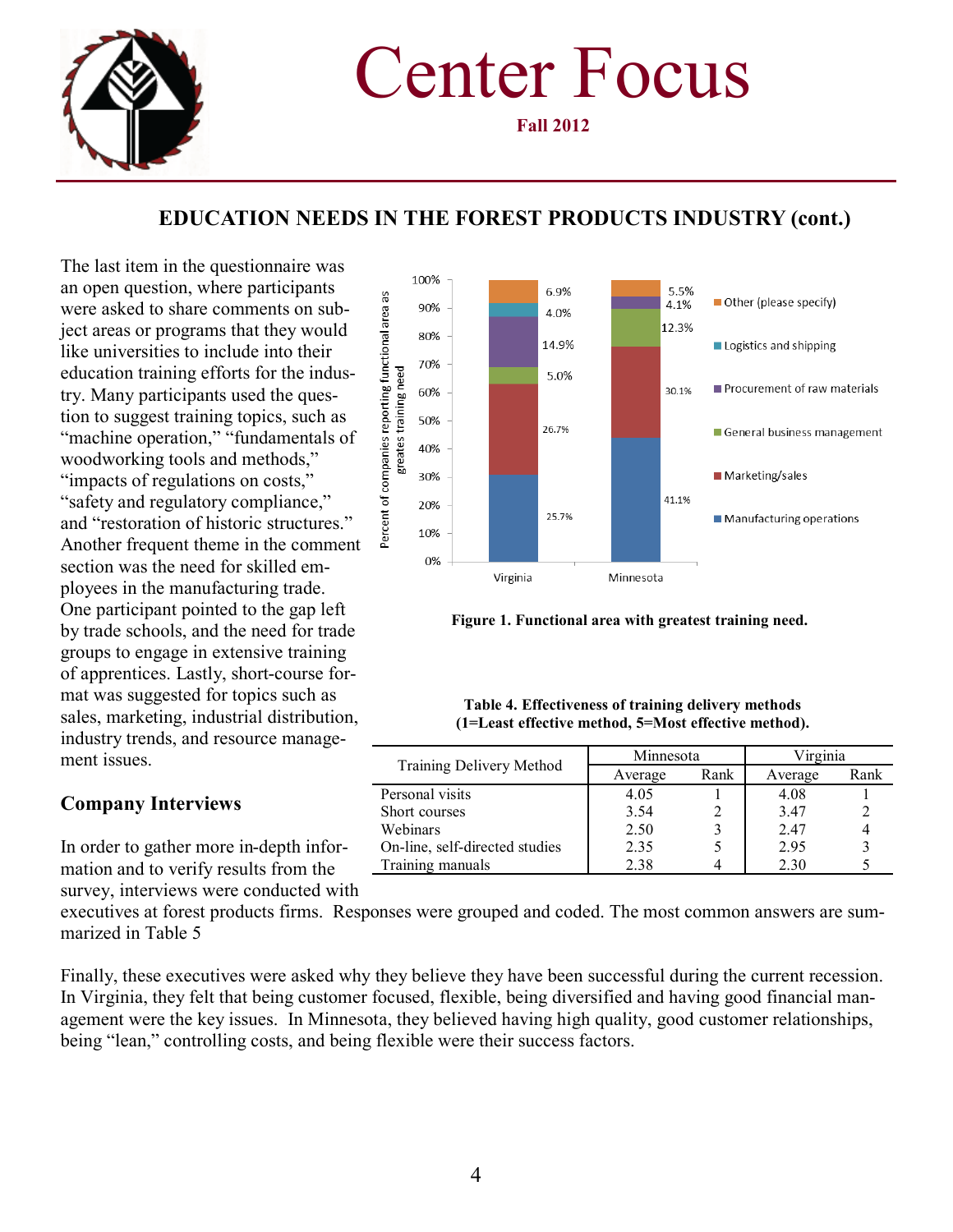# Center Focus

**Fall 2012**

## EDUCATION NEEDS IN THE FOREST PRODUCTS INDUSTRY (cont.)

The last item in the questionnaire was an open question, where participants were asked to share comments on subject areas or programs that they would like universities to include into their education training efforts for the industry. Many participants used the question to suggest training topics, such as "machine operation," "fundamentals of woodworking tools and methods," "impacts of regulations on costs," "safety and regulatory compliance," and "restoration of historic structures." Another frequent theme in the comment section was the need for skilled employees in the manufacturing trade. One participant pointed to the gap left by trade schools, and the need for trade groups to engage in extensive training of apprentices. Lastly, short-course format was suggested for topics such as sales, marketing, industrial distribution, industry trends, and resource management issues.

**Figure 1. Functional area with greatest training need.**

**Table 4. Effectiveness of training delivery methods (1=Least effective method, 5=Most effective method).**

| Training Delivery Method | Minnesota | | Virginia | |
|---|---|---|---|---|
| | Average | Rank | Average | Rank |
| Personal visits | 4.05 | 1 | 4.08 | 1 |
| Short courses | 3.54 | 2 | 3.47 | 2 |
| Webinars | 2.50 | 3 | 2.47 | 4 |
| On-line, self-directed studies | 2.35 | 5 | 2.95 | 3 |
| Training manuals | 2.38 | 4 | 2.30 | 5 |

### Company Interviews

In order to gather more in-depth information and to verify results from the survey, interviews were conducted with executives at forest products firms. Responses were grouped and coded. The most common answers are summarized in Table 5

Finally, these executives were asked why they believe they have been successful during the current recession. In Virginia, they felt that being customer focused, flexible, being diversified and having good financial management were the key issues. In Minnesota, they believed having high quality, good customer relationships, being "lean," controlling costs, and being flexible were their success factors.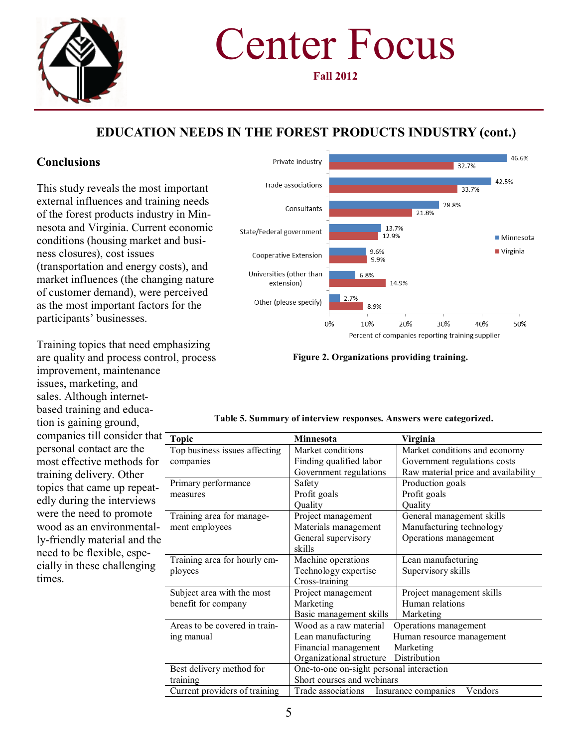# Center Focus

**Fall 2012**

## EDUCATION NEEDS IN THE FOREST PRODUCTS INDUSTRY (cont.)

### Conclusions

This study reveals the most important external influences and training needs of the forest products industry in Minnesota and Virginia. Current economic conditions (housing market and business closures), cost issues (transportation and energy costs), and market influences (the changing nature of customer demand), were perceived as the most important factors for the participants' businesses.

Training topics that need emphasizing are quality and process control, process improvement, maintenance issues, marketing, and sales. Although internet-based training and education is gaining ground, companies till consider that personal contact are the most effective methods for training delivery. Other topics that came up repeatedly during the interviews were the need to promote wood as an environmentally-friendly material and the need to be flexible, especially in these challenging times.

Private industry
46.6%
32.7%
Trade associations
42.5%
33.7%
Consultants
28.8%
21.8%
State/Federal government
13.7%
12.9%
Cooperative Extension
9.6%
9.9%
Universities (other than extension)
6.8%
14.9%
Other (please specify)
2.7%
8.9%

Minnesota
Virginia

0% 10% 20% 30% 40% 50%

Percent of companies reporting training supplier

**Figure 2. Organizations providing training.**

**Table 5. Summary of interview responses. Answers were categorized.**

| Topic | Minnesota | Virginia |
|---|---|---|
| Top business issues affecting companies | Market conditions<br>Finding qualified labor<br>Government regulations | Market conditions and economy<br>Government regulations costs<br>Raw material price and availability |
| Primary performance measures | Safety<br>Profit goals<br>Quality | Production goals<br>Profit goals<br>Quality |
| Training area for management employees | Project management<br>Materials management<br>General supervisory skills | General management skills<br>Manufacturing technology<br>Operations management |
| Training area for hourly employees | Machine operations<br>Technology expertise<br>Cross-training | Lean manufacturing<br>Supervisory skills |
| Subject area with the most benefit for company | Project management<br>Marketing<br>Basic management skills | Project management skills<br>Human relations<br>Marketing |
| Areas to be covered in training manual | Wood as a raw material<br>Lean manufacturing<br>Financial management<br>Organizational structure | Operations management<br>Human resource management<br>Marketing<br>Distribution |
| Best delivery method for training | One-to-one on-sight personal interaction<br>Short courses and webinars | |
| Current providers of training | Trade associations Insurance companies Vendors | |